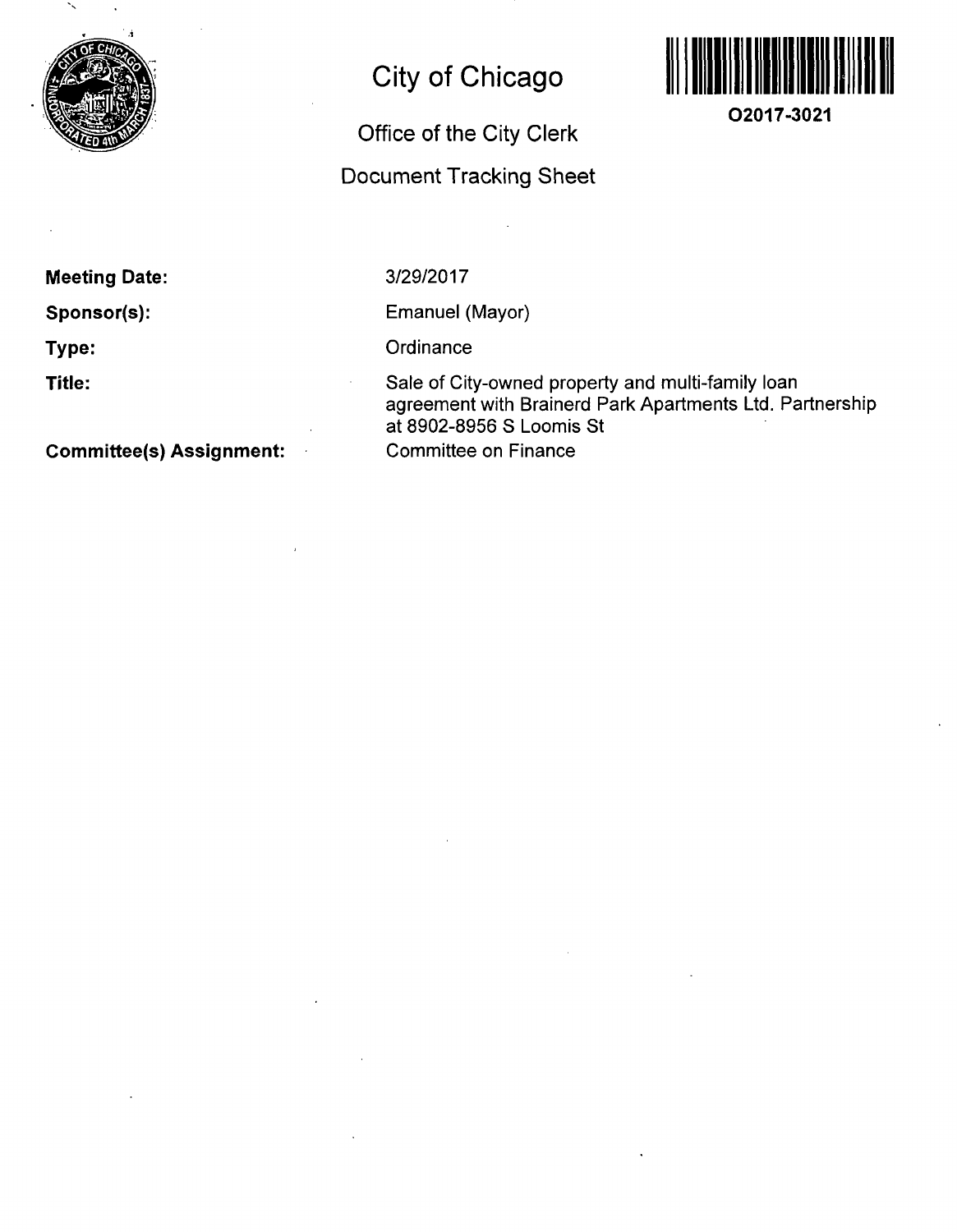# City of Chicago

## Office of the City Clerk

## Document Tracking Sheet

O2017-3021

| | |
|---|---|
| **Meeting Date:** | 3/29/2017 |
| **Sponsor(s):** | Emanuel (Mayor) |
| **Type:** | Ordinance |
| **Title:** | Sale of City-owned property and multi-family loan agreement with Brainerd Park Apartments Ltd. Partnership at 8902-8956 S Loomis St |
| **Committee(s) Assignment:** | Committee on Finance |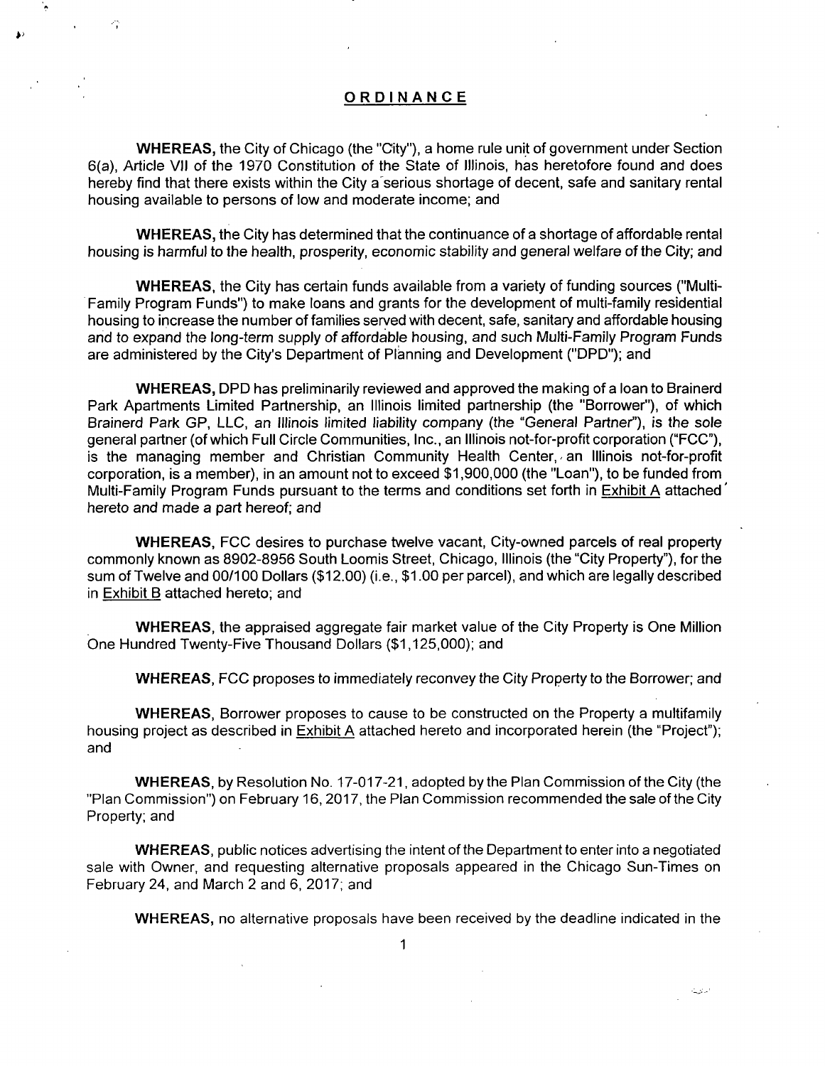## ORDINANCE

**WHEREAS,** the City of Chicago (the "City"), a home rule unit of government under Section 6(a), Article VII of the 1970 Constitution of the State of Illinois, has heretofore found and does hereby find that there exists within the City a serious shortage of decent, safe and sanitary rental housing available to persons of low and moderate income; and

**WHEREAS,** the City has determined that the continuance of a shortage of affordable rental housing is harmful to the health, prosperity, economic stability and general welfare of the City; and

**WHEREAS,** the City has certain funds available from a variety of funding sources ("Multi-Family Program Funds") to make loans and grants for the development of multi-family residential housing to increase the number of families served with decent, safe, sanitary and affordable housing and to expand the long-term supply of affordable housing, and such Multi-Family Program Funds are administered by the City's Department of Planning and Development ("DPD"); and

**WHEREAS,** DPD has preliminarily reviewed and approved the making of a loan to Brainerd Park Apartments Limited Partnership, an Illinois limited partnership (the "Borrower"), of which *Brainerd Park GP, LLC, an Illinois limited liability company (the "General Partner"), is the sole* general partner (of which Full Circle Communities, Inc., an Illinois not-for-profit corporation ("FCC"), is the managing member and Christian Community Health Center, an Illinois not-for-profit corporation, is a member), in an amount not to exceed $1,900,000 (the "Loan"), to be funded from Multi-Family Program Funds pursuant to the terms and conditions set forth in Exhibit A attached hereto and made a part hereof; and

**WHEREAS,** FCC desires to purchase twelve vacant, City-owned parcels of real property commonly known as 8902-8956 South Loomis Street, Chicago, Illinois (the "City Property"), for the sum of Twelve and 00/100 Dollars ($12.00) (i.e., $1.00 per parcel), and which are legally described in Exhibit B attached hereto; and

**WHEREAS,** the appraised aggregate fair market value of the City Property is One Million One Hundred Twenty-Five Thousand Dollars ($1,125,000); and

**WHEREAS,** FCC proposes to immediately reconvey the City Property to the Borrower; and

**WHEREAS,** Borrower proposes to cause to be constructed on the Property a multifamily housing project as described in Exhibit A attached hereto and incorporated herein (the "Project"); and

**WHEREAS,** by Resolution No. 17-017-21, adopted by the Plan Commission of the City (the "Plan Commission") on February 16, 2017, the Plan Commission recommended the sale of the City Property; and

**WHEREAS,** public notices advertising the intent of the Department to enter into a negotiated sale with Owner, and requesting alternative proposals appeared in the Chicago Sun-Times on February 24, and March 2 and 6, 2017; and

**WHEREAS,** no alternative proposals have been received by the deadline indicated in the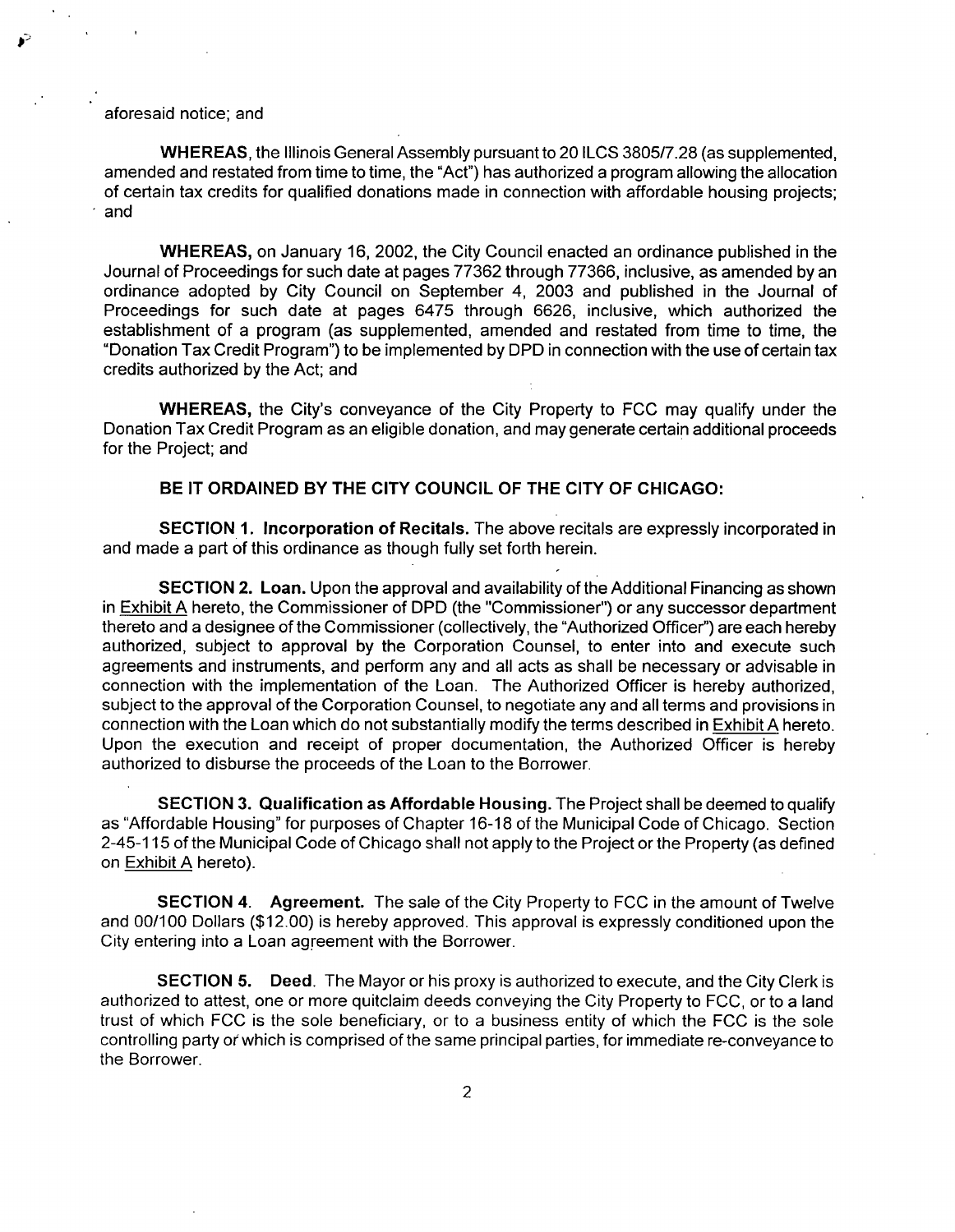aforesaid notice; and

**WHEREAS**, the Illinois General Assembly pursuant to 20 ILCS 3805/7.28 (as supplemented, amended and restated from time to time, the "Act") has authorized a program allowing the allocation of certain tax credits for qualified donations made in connection with affordable housing projects; and

**WHEREAS,** on January 16, 2002, the City Council enacted an ordinance published in the Journal of Proceedings for such date at pages 77362 through 77366, inclusive, as amended by an ordinance adopted by City Council on September 4, 2003 and published in the Journal of Proceedings for such date at pages 6475 through 6626, inclusive, which authorized the establishment of a program (as supplemented, amended and restated from time to time, the "Donation Tax Credit Program") to be implemented by DPD in connection with the use of certain tax credits authorized by the Act; and

**WHEREAS,** the City's conveyance of the City Property to FCC may qualify under the Donation Tax Credit Program as an eligible donation, and may generate certain additional proceeds for the Project; and

**BE IT ORDAINED BY THE CITY COUNCIL OF THE CITY OF CHICAGO:**

**SECTION 1. Incorporation of Recitals.** The above recitals are expressly incorporated in and made a part of this ordinance as though fully set forth herein.

**SECTION 2. Loan.** Upon the approval and availability of the Additional Financing as shown in Exhibit A hereto, the Commissioner of DPD (the "Commissioner") or any successor department thereto and a designee of the Commissioner (collectively, the "Authorized Officer") are each hereby authorized, subject to approval by the Corporation Counsel, to enter into and execute such agreements and instruments, and perform any and all acts as shall be necessary or advisable in connection with the implementation of the Loan. The Authorized Officer is hereby authorized, subject to the approval of the Corporation Counsel, to negotiate any and all terms and provisions in connection with the Loan which do not substantially modify the terms described in Exhibit A hereto. Upon the execution and receipt of proper documentation, the Authorized Officer is hereby authorized to disburse the proceeds of the Loan to the Borrower.

**SECTION 3. Qualification as Affordable Housing.** The Project shall be deemed to qualify as "Affordable Housing" for purposes of Chapter 16-18 of the Municipal Code of Chicago. Section 2-45-115 of the Municipal Code of Chicago shall not apply to the Project or the Property (as defined on Exhibit A hereto).

**SECTION 4. Agreement.** The sale of the City Property to FCC in the amount of Twelve and 00/100 Dollars ($12.00) is hereby approved. This approval is expressly conditioned upon the City entering into a Loan agreement with the Borrower.

**SECTION 5. Deed**. The Mayor or his proxy is authorized to execute, and the City Clerk is authorized to attest, one or more quitclaim deeds conveying the City Property to FCC, or to a land trust of which FCC is the sole beneficiary, or to a business entity of which the FCC is the sole controlling party or which is comprised of the same principal parties, for immediate re-conveyance to the Borrower.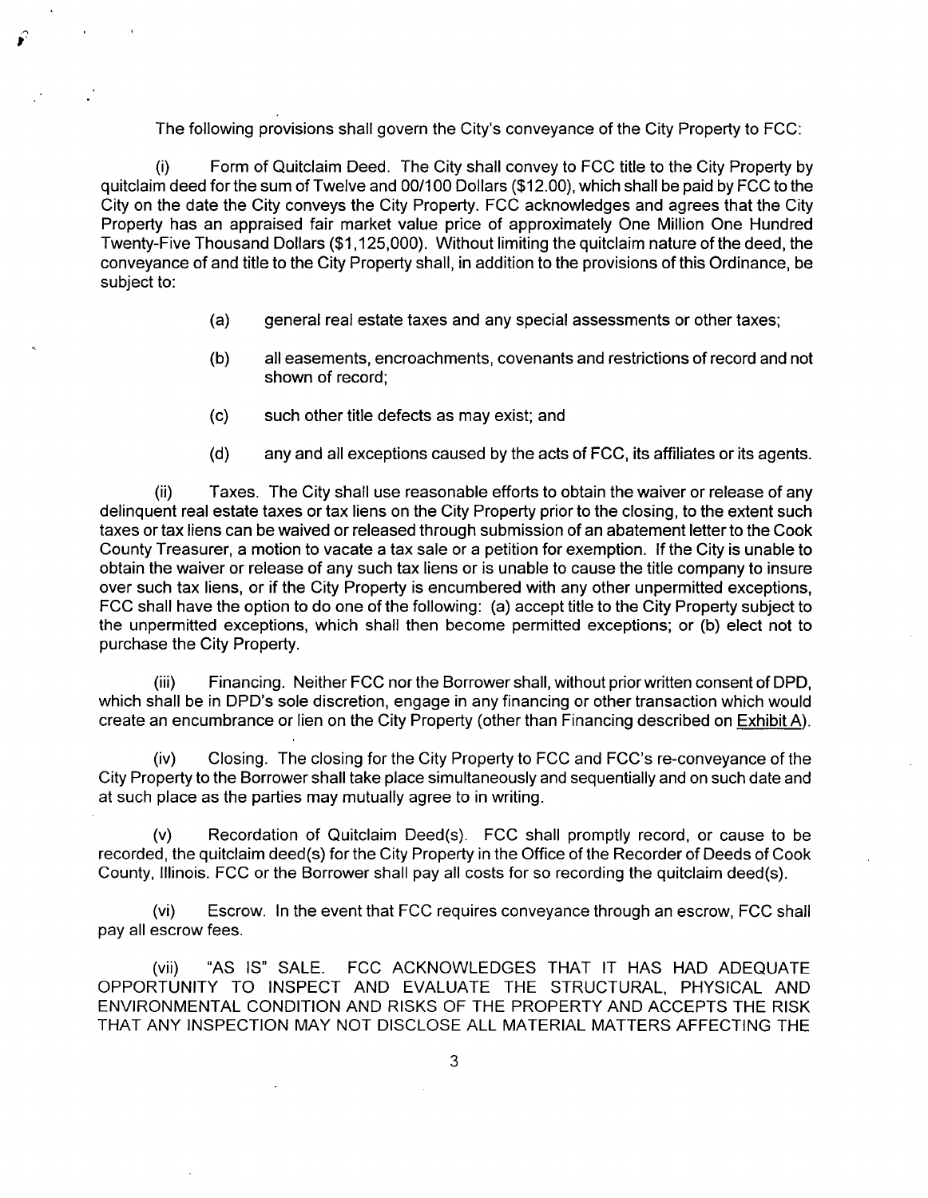The following provisions shall govern the City's conveyance of the City Property to FCC:

(i) Form of Quitclaim Deed. The City shall convey to FCC title to the City Property by quitclaim deed for the sum of Twelve and 00/100 Dollars ($12.00), which shall be paid by FCC to the City on the date the City conveys the City Property. FCC acknowledges and agrees that the City Property has an appraised fair market value price of approximately One Million One Hundred Twenty-Five Thousand Dollars ($1,125,000). Without limiting the quitclaim nature of the deed, the conveyance of and title to the City Property shall, in addition to the provisions of this Ordinance, be subject to:

(a) general real estate taxes and any special assessments or other taxes;

(b) all easements, encroachments, covenants and restrictions of record and not shown of record;

(c) such other title defects as may exist; and

(d) any and all exceptions caused by the acts of FCC, its affiliates or its agents.

(ii) Taxes. The City shall use reasonable efforts to obtain the waiver or release of any delinquent real estate taxes or tax liens on the City Property prior to the closing, to the extent such taxes or tax liens can be waived or released through submission of an abatement letter to the Cook County Treasurer, a motion to vacate a tax sale or a petition for exemption. If the City is unable to obtain the waiver or release of any such tax liens or is unable to cause the title company to insure over such tax liens, or if the City Property is encumbered with any other unpermitted exceptions, FCC shall have the option to do one of the following: (a) accept title to the City Property subject to the unpermitted exceptions, which shall then become permitted exceptions; or (b) elect not to purchase the City Property.

(iii) Financing. Neither FCC nor the Borrower shall, without prior written consent of DPD, which shall be in DPD's sole discretion, engage in any financing or other transaction which would create an encumbrance or lien on the City Property (other than Financing described on Exhibit A).

(iv) Closing. The closing for the City Property to FCC and FCC's re-conveyance of the City Property to the Borrower shall take place simultaneously and sequentially and on such date and at such place as the parties may mutually agree to in writing.

(v) Recordation of Quitclaim Deed(s). FCC shall promptly record, or cause to be recorded, the quitclaim deed(s) for the City Property in the Office of the Recorder of Deeds of Cook County, Illinois. FCC or the Borrower shall pay all costs for so recording the quitclaim deed(s).

(vi) Escrow. In the event that FCC requires conveyance through an escrow, FCC shall pay all escrow fees.

(vii) "AS IS" SALE. FCC ACKNOWLEDGES THAT IT HAS HAD ADEQUATE OPPORTUNITY TO INSPECT AND EVALUATE THE STRUCTURAL, PHYSICAL AND ENVIRONMENTAL CONDITION AND RISKS OF THE PROPERTY AND ACCEPTS THE RISK THAT ANY INSPECTION MAY NOT DISCLOSE ALL MATERIAL MATTERS AFFECTING THE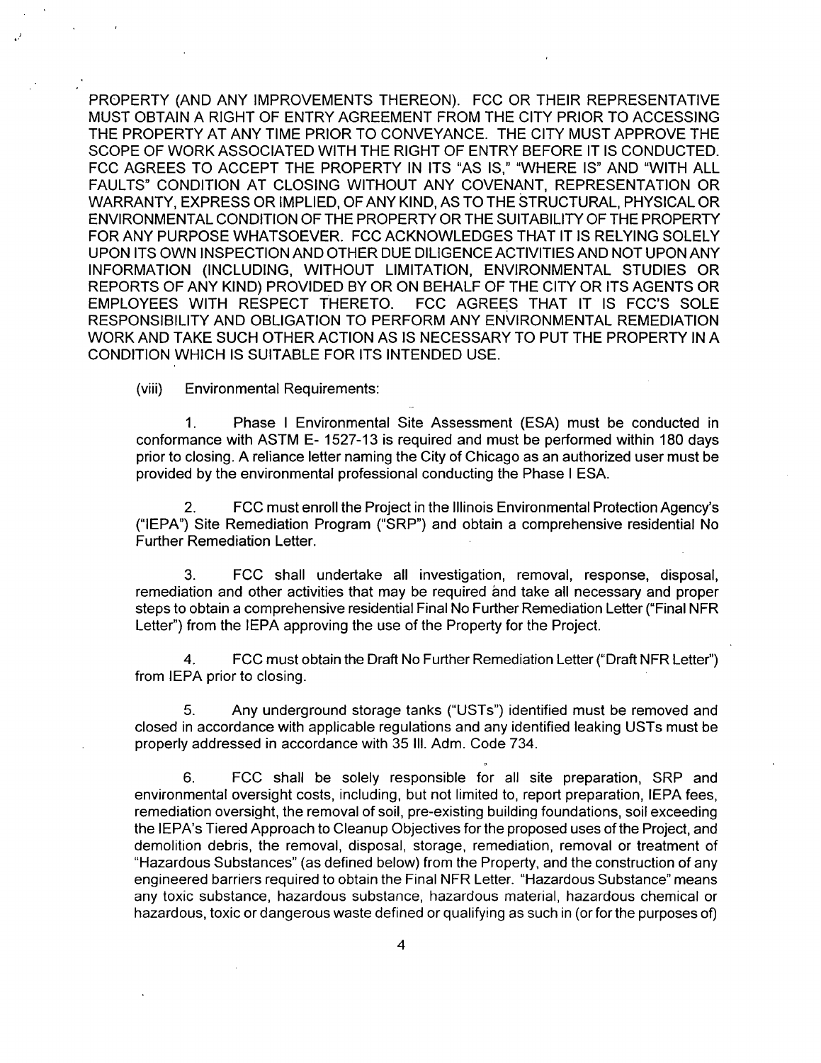PROPERTY (AND ANY IMPROVEMENTS THEREON). FCC OR THEIR REPRESENTATIVE MUST OBTAIN A RIGHT OF ENTRY AGREEMENT FROM THE CITY PRIOR TO ACCESSING THE PROPERTY AT ANY TIME PRIOR TO CONVEYANCE. THE CITY MUST APPROVE THE SCOPE OF WORK ASSOCIATED WITH THE RIGHT OF ENTRY BEFORE IT IS CONDUCTED. FCC AGREES TO ACCEPT THE PROPERTY IN ITS "AS IS," "WHERE IS" AND "WITH ALL FAULTS" CONDITION AT CLOSING WITHOUT ANY COVENANT, REPRESENTATION OR WARRANTY, EXPRESS OR IMPLIED, OF ANY KIND, AS TO THE STRUCTURAL, PHYSICAL OR ENVIRONMENTAL CONDITION OF THE PROPERTY OR THE SUITABILITY OF THE PROPERTY FOR ANY PURPOSE WHATSOEVER. FCC ACKNOWLEDGES THAT IT IS RELYING SOLELY UPON ITS OWN INSPECTION AND OTHER DUE DILIGENCE ACTIVITIES AND NOT UPON ANY INFORMATION (INCLUDING, WITHOUT LIMITATION, ENVIRONMENTAL STUDIES OR REPORTS OF ANY KIND) PROVIDED BY OR ON BEHALF OF THE CITY OR ITS AGENTS OR EMPLOYEES WITH RESPECT THERETO. FCC AGREES THAT IT IS FCC'S SOLE RESPONSIBILITY AND OBLIGATION TO PERFORM ANY ENVIRONMENTAL REMEDIATION WORK AND TAKE SUCH OTHER ACTION AS IS NECESSARY TO PUT THE PROPERTY IN A CONDITION WHICH IS SUITABLE FOR ITS INTENDED USE.

(viii) Environmental Requirements:

1. Phase I Environmental Site Assessment (ESA) must be conducted in conformance with ASTM E- 1527-13 is required and must be performed within 180 days prior to closing. A reliance letter naming the City of Chicago as an authorized user must be provided by the environmental professional conducting the Phase I ESA.

2. FCC must enroll the Project in the Illinois Environmental Protection Agency's ("IEPA") Site Remediation Program ("SRP") and obtain a comprehensive residential No Further Remediation Letter.

3. FCC shall undertake all investigation, removal, response, disposal, remediation and other activities that may be required and take all necessary and proper steps to obtain a comprehensive residential Final No Further Remediation Letter ("Final NFR Letter") from the IEPA approving the use of the Property for the Project.

4. FCC must obtain the Draft No Further Remediation Letter ("Draft NFR Letter") from IEPA prior to closing.

5. Any underground storage tanks ("USTs") identified must be removed and closed in accordance with applicable regulations and any identified leaking USTs must be properly addressed in accordance with 35 Ill. Adm. Code 734.

6. FCC shall be solely responsible for all site preparation, SRP and environmental oversight costs, including, but not limited to, report preparation, IEPA fees, remediation oversight, the removal of soil, pre-existing building foundations, soil exceeding the IEPA's Tiered Approach to Cleanup Objectives for the proposed uses of the Project, and demolition debris, the removal, disposal, storage, remediation, removal or treatment of "Hazardous Substances" (as defined below) from the Property, and the construction of any engineered barriers required to obtain the Final NFR Letter. "Hazardous Substance" means any toxic substance, hazardous substance, hazardous material, hazardous chemical or hazardous, toxic or dangerous waste defined or qualifying as such in (or for the purposes of)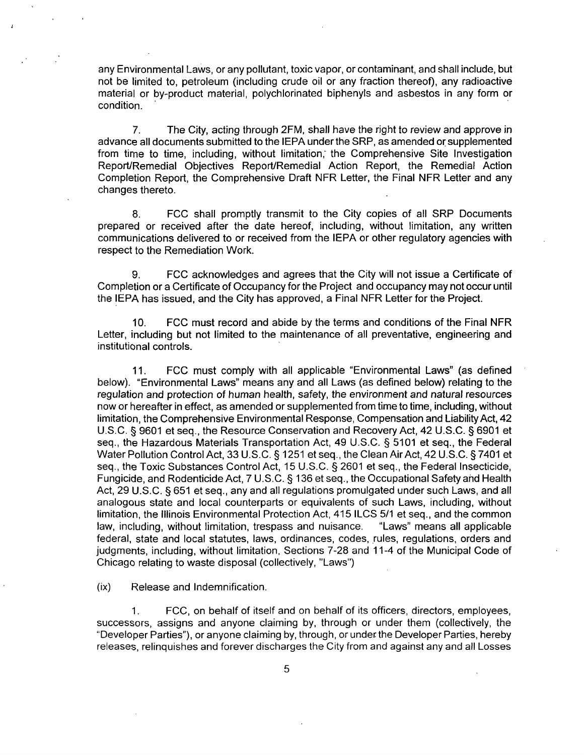any Environmental Laws, or any pollutant, toxic vapor, or contaminant, and shall include, but not be limited to, petroleum (including crude oil or any fraction thereof), any radioactive material or by-product material, polychlorinated biphenyls and asbestos in any form or condition.

7. The City, acting through 2FM, shall have the right to review and approve in advance all documents submitted to the IEPA under the SRP, as amended or supplemented from time to time, including, without limitation, the Comprehensive Site Investigation Report/Remedial Objectives Report/Remedial Action Report, the Remedial Action Completion Report, the Comprehensive Draft NFR Letter, the Final NFR Letter and any changes thereto.

8. FCC shall promptly transmit to the City copies of all SRP Documents prepared or received after the date hereof, including, without limitation, any written communications delivered to or received from the IEPA or other regulatory agencies with respect to the Remediation Work.

9. FCC acknowledges and agrees that the City will not issue a Certificate of Completion or a Certificate of Occupancy for the Project and occupancy may not occur until the IEPA has issued, and the City has approved, a Final NFR Letter for the Project.

10. FCC must record and abide by the terms and conditions of the Final NFR Letter, including but not limited to the maintenance of all preventative, engineering and institutional controls.

11. FCC must comply with all applicable "Environmental Laws" (as defined below). "Environmental Laws" means any and all Laws (as defined below) relating to the regulation and protection of human health, safety, the environment and natural resources now or hereafter in effect, as amended or supplemented from time to time, including, without limitation, the Comprehensive Environmental Response, Compensation and Liability Act, 42 U.S.C. § 9601 et seq., the Resource Conservation and Recovery Act, 42 U.S.C. § 6901 et seq., the Hazardous Materials Transportation Act, 49 U.S.C. § 5101 et seq., the Federal Water Pollution Control Act, 33 U.S.C. § 1251 et seq., the Clean Air Act, 42 U.S.C. § 7401 et seq., the Toxic Substances Control Act, 15 U.S.C. § 2601 et seq., the Federal Insecticide, Fungicide, and Rodenticide Act, 7 U.S.C. § 136 et seq., the Occupational Safety and Health Act, 29 U.S.C. § 651 et seq., any and all regulations promulgated under such Laws, and all analogous state and local counterparts or equivalents of such Laws, including, without limitation, the Illinois Environmental Protection Act, 415 ILCS 5/1 et seq., and the common law, including, without limitation, trespass and nuisance. "Laws" means all applicable federal, state and local statutes, laws, ordinances, codes, rules, regulations, orders and judgments, including, without limitation, Sections 7-28 and 11-4 of the Municipal Code of Chicago relating to waste disposal (collectively, "Laws")

(ix) Release and Indemnification.

1. FCC, on behalf of itself and on behalf of its officers, directors, employees, successors, assigns and anyone claiming by, through or under them (collectively, the "Developer Parties"), or anyone claiming by, through, or under the Developer Parties, hereby releases, relinquishes and forever discharges the City from and against any and all Losses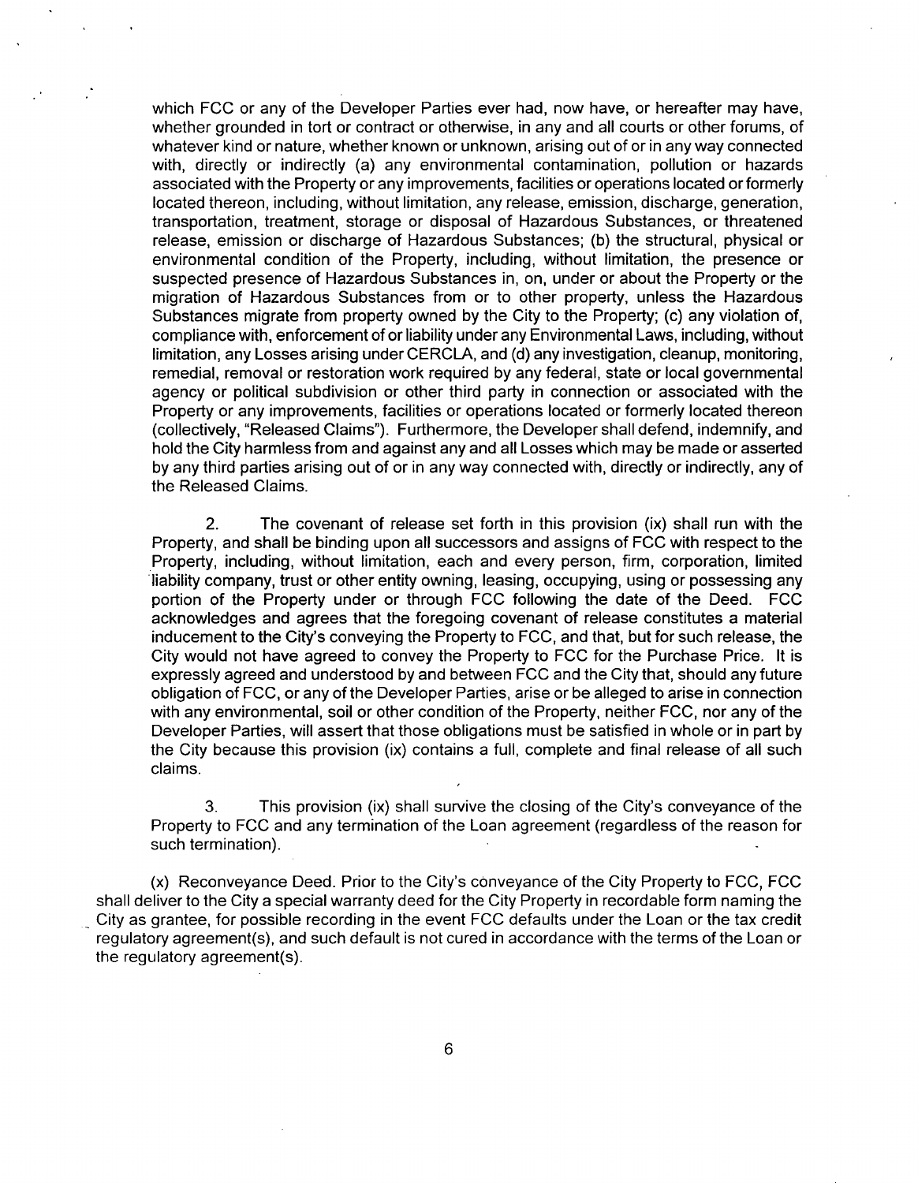which FCC or any of the Developer Parties ever had, now have, or hereafter may have, whether grounded in tort or contract or otherwise, in any and all courts or other forums, of whatever kind or nature, whether known or unknown, arising out of or in any way connected with, directly or indirectly (a) any environmental contamination, pollution or hazards associated with the Property or any improvements, facilities or operations located or formerly located thereon, including, without limitation, any release, emission, discharge, generation, transportation, treatment, storage or disposal of Hazardous Substances, or threatened release, emission or discharge of Hazardous Substances; (b) the structural, physical or environmental condition of the Property, including, without limitation, the presence or suspected presence of Hazardous Substances in, on, under or about the Property or the migration of Hazardous Substances from or to other property, unless the Hazardous Substances migrate from property owned by the City to the Property; (c) any violation of, compliance with, enforcement of or liability under any Environmental Laws, including, without limitation, any Losses arising under CERCLA, and (d) any investigation, cleanup, monitoring, remedial, removal or restoration work required by any federal, state or local governmental agency or political subdivision or other third party in connection or associated with the Property or any improvements, facilities or operations located or formerly located thereon (collectively, "Released Claims"). Furthermore, the Developer shall defend, indemnify, and hold the City harmless from and against any and all Losses which may be made or asserted by any third parties arising out of or in any way connected with, directly or indirectly, any of the Released Claims.

2. The covenant of release set forth in this provision (ix) shall run with the Property, and shall be binding upon all successors and assigns of FCC with respect to the Property, including, without limitation, each and every person, firm, corporation, limited liability company, trust or other entity owning, leasing, occupying, using or possessing any portion of the Property under or through FCC following the date of the Deed. FCC acknowledges and agrees that the foregoing covenant of release constitutes a material inducement to the City's conveying the Property to FCC, and that, but for such release, the City would not have agreed to convey the Property to FCC for the Purchase Price. It is expressly agreed and understood by and between FCC and the City that, should any future obligation of FCC, or any of the Developer Parties, arise or be alleged to arise in connection with any environmental, soil or other condition of the Property, neither FCC, nor any of the Developer Parties, will assert that those obligations must be satisfied in whole or in part by the City because this provision (ix) contains a full, complete and final release of all such claims.

3. This provision (ix) shall survive the closing of the City's conveyance of the Property to FCC and any termination of the Loan agreement (regardless of the reason for such termination).

(x) Reconveyance Deed. Prior to the City's conveyance of the City Property to FCC, FCC shall deliver to the City a special warranty deed for the City Property in recordable form naming the City as grantee, for possible recording in the event FCC defaults under the Loan or the tax credit regulatory agreement(s), and such default is not cured in accordance with the terms of the Loan or the regulatory agreement(s).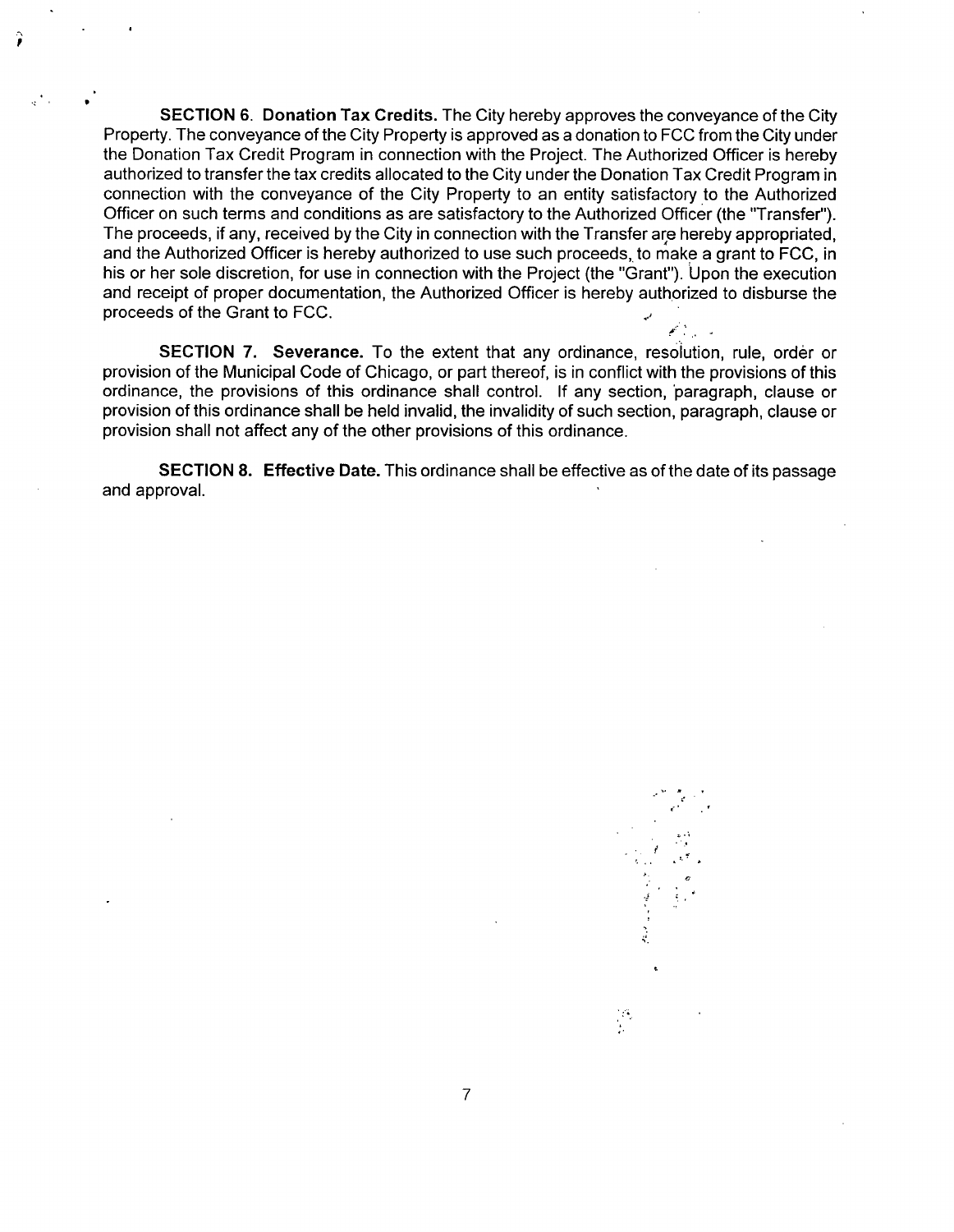**SECTION 6. Donation Tax Credits.** The City hereby approves the conveyance of the City Property. The conveyance of the City Property is approved as a donation to FCC from the City under the Donation Tax Credit Program in connection with the Project. The Authorized Officer is hereby authorized to transfer the tax credits allocated to the City under the Donation Tax Credit Program in connection with the conveyance of the City Property to an entity satisfactory to the Authorized Officer on such terms and conditions as are satisfactory to the Authorized Officer (the "Transfer"). The proceeds, if any, received by the City in connection with the Transfer are hereby appropriated, and the Authorized Officer is hereby authorized to use such proceeds, to make a grant to FCC, in his or her sole discretion, for use in connection with the Project (the "Grant"). Upon the execution and receipt of proper documentation, the Authorized Officer is hereby authorized to disburse the proceeds of the Grant to FCC.

**SECTION 7. Severance.** To the extent that any ordinance, resolution, rule, order or provision of the Municipal Code of Chicago, or part thereof, is in conflict with the provisions of this ordinance, the provisions of this ordinance shall control. If any section, paragraph, clause or provision of this ordinance shall be held invalid, the invalidity of such section, paragraph, clause or provision shall not affect any of the other provisions of this ordinance.

**SECTION 8. Effective Date.** This ordinance shall be effective as of the date of its passage and approval.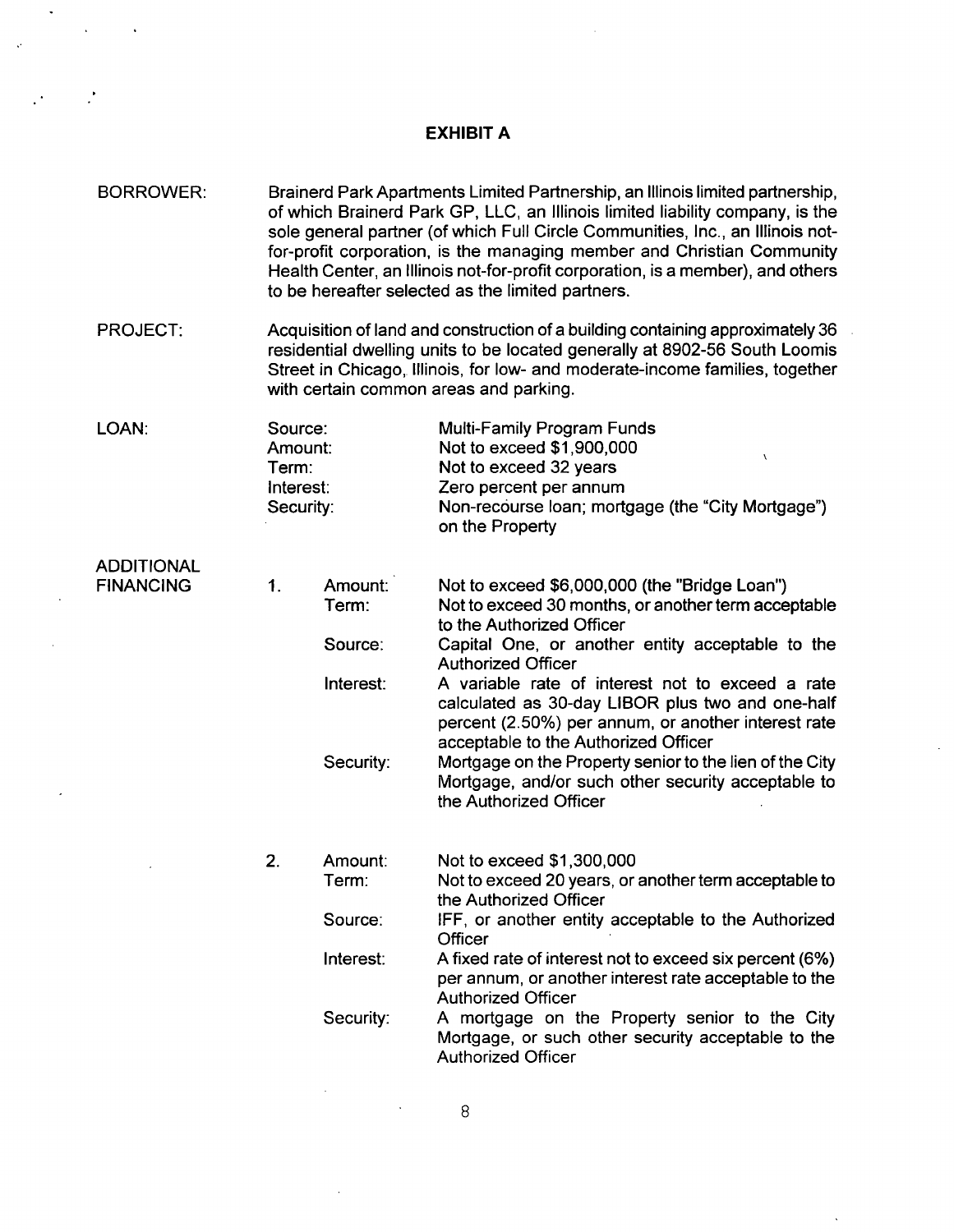# EXHIBIT A

**BORROWER:** Brainerd Park Apartments Limited Partnership, an Illinois limited partnership, of which Brainerd Park GP, LLC, an Illinois limited liability company, is the sole general partner (of which Full Circle Communities, Inc., an Illinois not-for-profit corporation, is the managing member and Christian Community Health Center, an Illinois not-for-profit corporation, is a member), and others to be hereafter selected as the limited partners.

**PROJECT:** Acquisition of land and construction of a building containing approximately 36 residential dwelling units to be located generally at 8902-56 South Loomis Street in Chicago, Illinois, for low- and moderate-income families, together with certain common areas and parking.

**LOAN:**

| | |
|---|---|
| Source: | Multi-Family Program Funds |
| Amount: | Not to exceed $1,900,000 |
| Term: | Not to exceed 32 years |
| Interest: | Zero percent per annum |
| Security: | Non-recourse loan; mortgage (the "City Mortgage") on the Property |

**ADDITIONAL FINANCING**

1.

| | |
|---|---|
| Amount: | Not to exceed $6,000,000 (the "Bridge Loan") |
| Term: | Not to exceed 30 months, or another term acceptable to the Authorized Officer |
| Source: | Capital One, or another entity acceptable to the Authorized Officer |
| Interest: | A variable rate of interest not to exceed a rate calculated as 30-day LIBOR plus two and one-half percent (2.50%) per annum, or another interest rate acceptable to the Authorized Officer |
| Security: | Mortgage on the Property senior to the lien of the City Mortgage, and/or such other security acceptable to the Authorized Officer |

2.

| | |
|---|---|
| Amount: | Not to exceed $1,300,000 |
| Term: | Not to exceed 20 years, or another term acceptable to the Authorized Officer |
| Source: | IFF, or another entity acceptable to the Authorized Officer |
| Interest: | A fixed rate of interest not to exceed six percent (6%) per annum, or another interest rate acceptable to the Authorized Officer |
| Security: | A mortgage on the Property senior to the City Mortgage, or such other security acceptable to the Authorized Officer |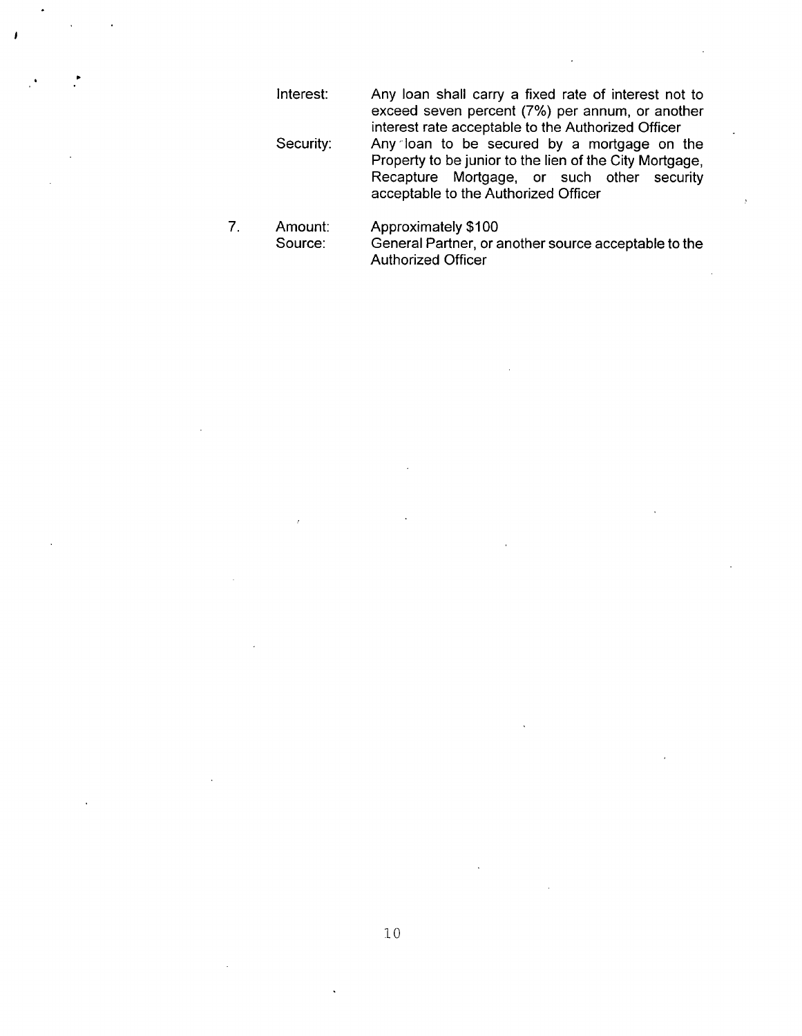| | | |
|---|---|---|
| | Interest: | Any loan shall carry a fixed rate of interest not to exceed seven percent (7%) per annum, or another interest rate acceptable to the Authorized Officer |
| | Security: | Any loan to be secured by a mortgage on the Property to be junior to the lien of the City Mortgage, Recapture Mortgage, or such other security acceptable to the Authorized Officer |
| 7. | Amount: | Approximately $100 |
| | Source: | General Partner, or another source acceptable to the Authorized Officer |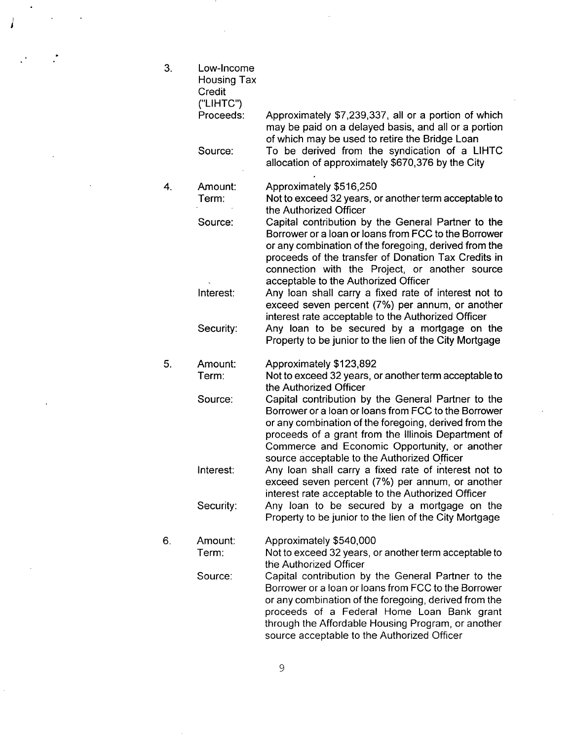3. Low-Income Housing Tax Credit ("LIHTC") Proceeds: Approximately $7,239,337, all or a portion of which may be paid on a delayed basis, and all or a portion of which may be used to retire the Bridge Loan

   Source: To be derived from the syndication of a LIHTC allocation of approximately $670,376 by the City

4. Amount: Approximately $516,250

   Term: Not to exceed 32 years, or another term acceptable to the Authorized Officer

   Source: Capital contribution by the General Partner to the Borrower or a loan or loans from FCC to the Borrower or any combination of the foregoing, derived from the proceeds of the transfer of Donation Tax Credits in connection with the Project, or another source acceptable to the Authorized Officer

   Interest: Any loan shall carry a fixed rate of interest not to exceed seven percent (7%) per annum, or another interest rate acceptable to the Authorized Officer

   Security: Any loan to be secured by a mortgage on the Property to be junior to the lien of the City Mortgage

5. Amount: Approximately $123,892

   Term: Not to exceed 32 years, or another term acceptable to the Authorized Officer

   Source: Capital contribution by the General Partner to the Borrower or a loan or loans from FCC to the Borrower or any combination of the foregoing, derived from the proceeds of a grant from the Illinois Department of Commerce and Economic Opportunity, or another source acceptable to the Authorized Officer

   Interest: Any loan shall carry a fixed rate of interest not to exceed seven percent (7%) per annum, or another interest rate acceptable to the Authorized Officer

   Security: Any loan to be secured by a mortgage on the Property to be junior to the lien of the City Mortgage

6. Amount: Approximately $540,000

   Term: Not to exceed 32 years, or another term acceptable to the Authorized Officer

   Source: Capital contribution by the General Partner to the Borrower or a loan or loans from FCC to the Borrower or any combination of the foregoing, derived from the proceeds of a Federal Home Loan Bank grant through the Affordable Housing Program, or another source acceptable to the Authorized Officer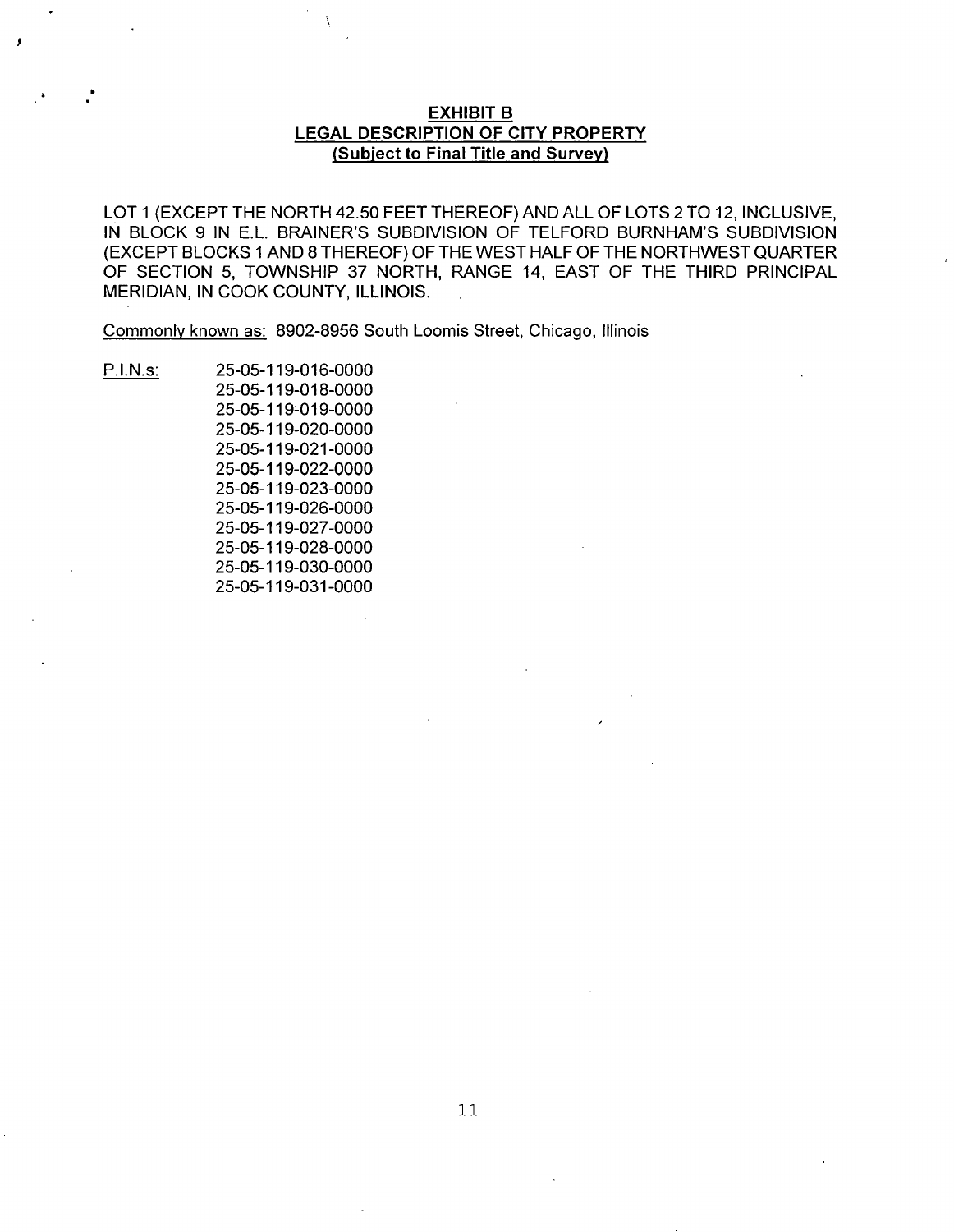## EXHIBIT B
## LEGAL DESCRIPTION OF CITY PROPERTY
## (Subject to Final Title and Survey)

LOT 1 (EXCEPT THE NORTH 42.50 FEET THEREOF) AND ALL OF LOTS 2 TO 12, INCLUSIVE, IN BLOCK 9 IN E.L. BRAINER'S SUBDIVISION OF TELFORD BURNHAM'S SUBDIVISION (EXCEPT BLOCKS 1 AND 8 THEREOF) OF THE WEST HALF OF THE NORTHWEST QUARTER OF SECTION 5, TOWNSHIP 37 NORTH, RANGE 14, EAST OF THE THIRD PRINCIPAL MERIDIAN, IN COOK COUNTY, ILLINOIS.

Commonly known as: 8902-8956 South Loomis Street, Chicago, Illinois

P.I.N.s:

25-05-119-016-0000
25-05-119-018-0000
25-05-119-019-0000
25-05-119-020-0000
25-05-119-021-0000
25-05-119-022-0000
25-05-119-023-0000
25-05-119-026-0000
25-05-119-027-0000
25-05-119-028-0000
25-05-119-030-0000
25-05-119-031-0000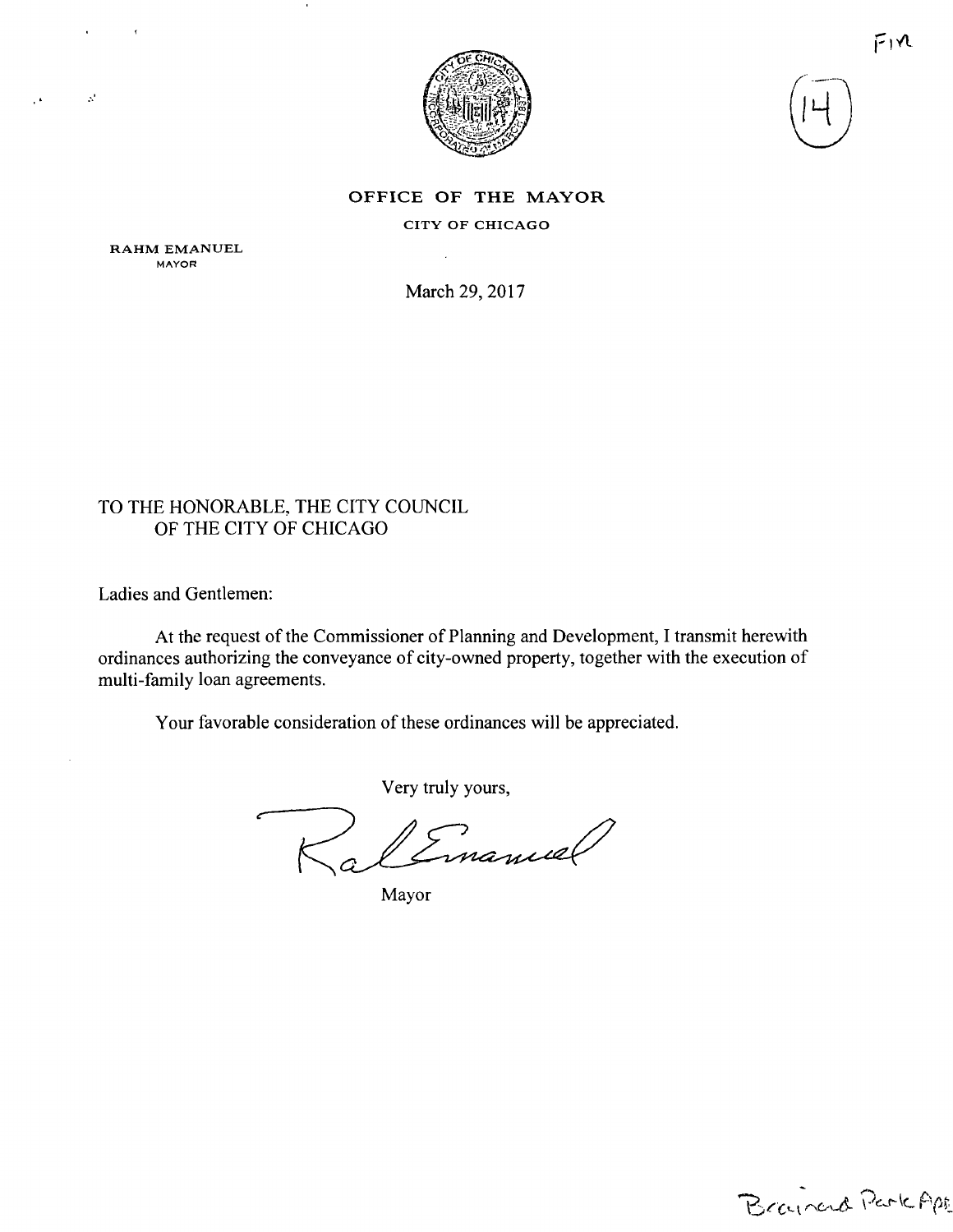FIN

(14)

**OFFICE OF THE MAYOR**

CITY OF CHICAGO

RAHM EMANUEL
MAYOR

March 29, 2017

TO THE HONORABLE, THE CITY COUNCIL
OF THE CITY OF CHICAGO

Ladies and Gentlemen:

At the request of the Commissioner of Planning and Development, I transmit herewith ordinances authorizing the conveyance of city-owned property, together with the execution of multi-family loan agreements.

Your favorable consideration of these ordinances will be appreciated.

Very truly yours,

Rahm Emanuel

Mayor

Brainerd Park Apt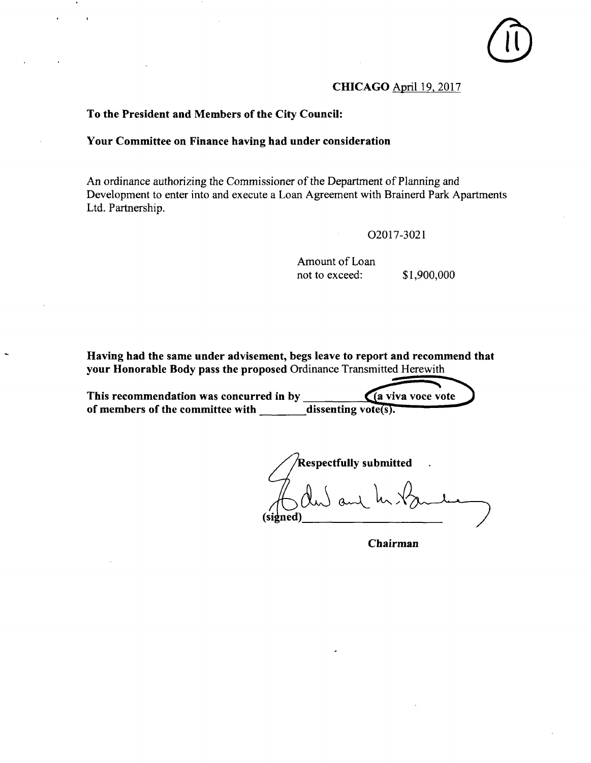(11)

**CHICAGO** April 19, 2017

**To the President and Members of the City Council:**

**Your Committee on Finance having had under consideration**

An ordinance authorizing the Commissioner of the Department of Planning and Development to enter into and execute a Loan Agreement with Brainerd Park Apartments Ltd. Partnership.

O2017-3021

Amount of Loan
not to exceed: $1,900,000

**Having had the same under advisement, begs leave to report and recommend that your Honorable Body pass the proposed** Ordinance Transmitted Herewith

**This recommendation was concurred in by** \_\_\_\_\_\_\_\_\_\_ **(a viva voce vote of members of the committee with** \_\_\_\_\_\_\_\_ **dissenting vote(s).**

**Respectfully submitted**

(signed)\_\_\_\_\_\_\_\_\_\_\_\_\_\_\_\_\_\_\_\_\_\_

**Chairman**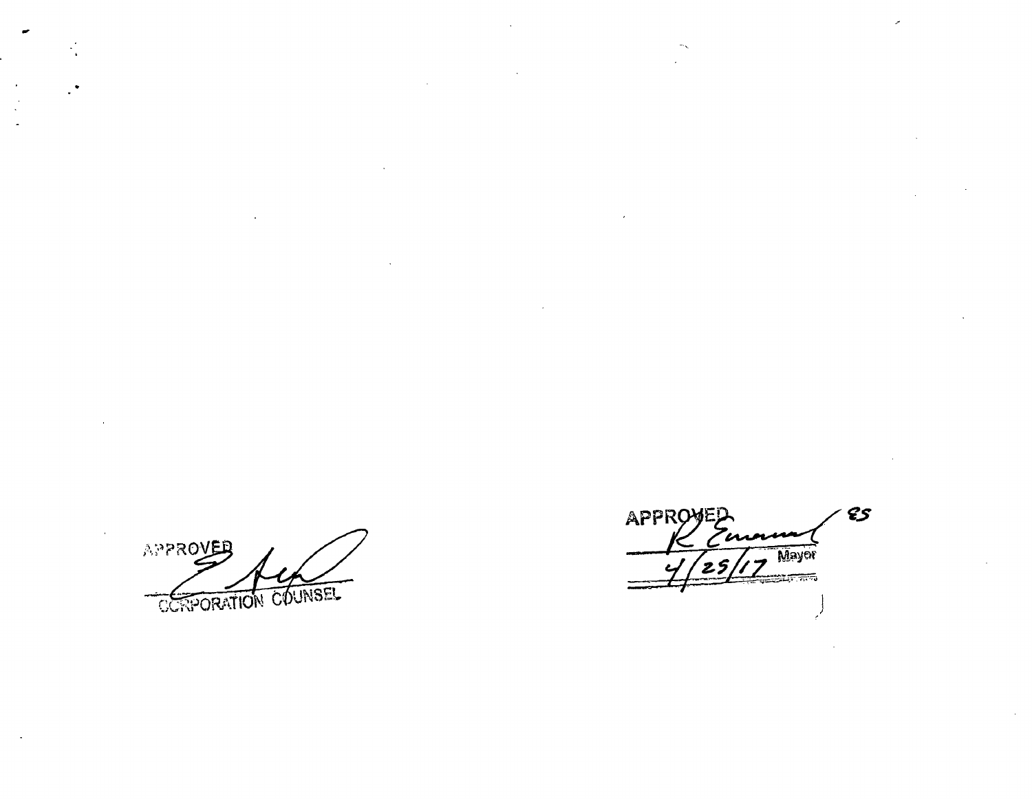APPROVED

CORPORATION COUNSEL

APPROVED

4/25/17 Mayor